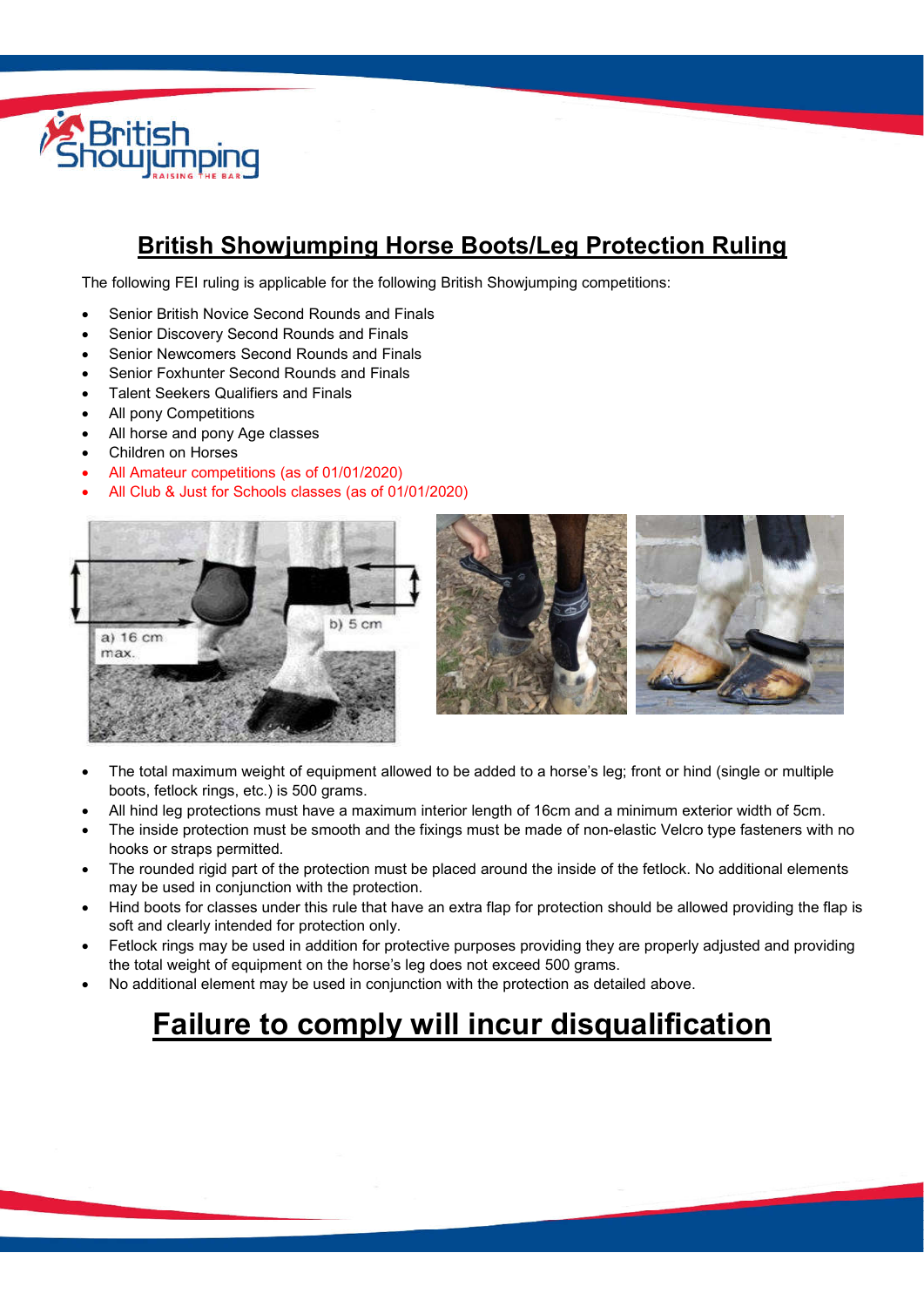# British Showjumping Horse Boots/Leg Protection Ruling

The following FEI ruling is applicable for the following British Showjumping competitions:

- Senior British Novice Second Rounds and Finals
- Senior Discovery Second Rounds and Finals
- Senior Newcomers Second Rounds and Finals
- Senior Foxhunter Second Rounds and Finals
- Talent Seekers Qualifiers and Finals
- All pony Competitions
- All horse and pony Age classes
- Children on Horses
- All Amateur competitions (as of 01/01/2020)
- All Club & Just for Schools classes (as of 01/01/2020)

a) 16 cm max.

b) 5 cm

- The total maximum weight of equipment allowed to be added to a horse's leg; front or hind (single or multiple boots, fetlock rings, etc.) is 500 grams.
- All hind leg protections must have a maximum interior length of 16cm and a minimum exterior width of 5cm.
- The inside protection must be smooth and the fixings must be made of non-elastic Velcro type fasteners with no hooks or straps permitted.
- The rounded rigid part of the protection must be placed around the inside of the fetlock. No additional elements may be used in conjunction with the protection.
- Hind boots for classes under this rule that have an extra flap for protection should be allowed providing the flap is soft and clearly intended for protection only.
- Fetlock rings may be used in addition for protective purposes providing they are properly adjusted and providing the total weight of equipment on the horse's leg does not exceed 500 grams.
- No additional element may be used in conjunction with the protection as detailed above.

# Failure to comply will incur disqualification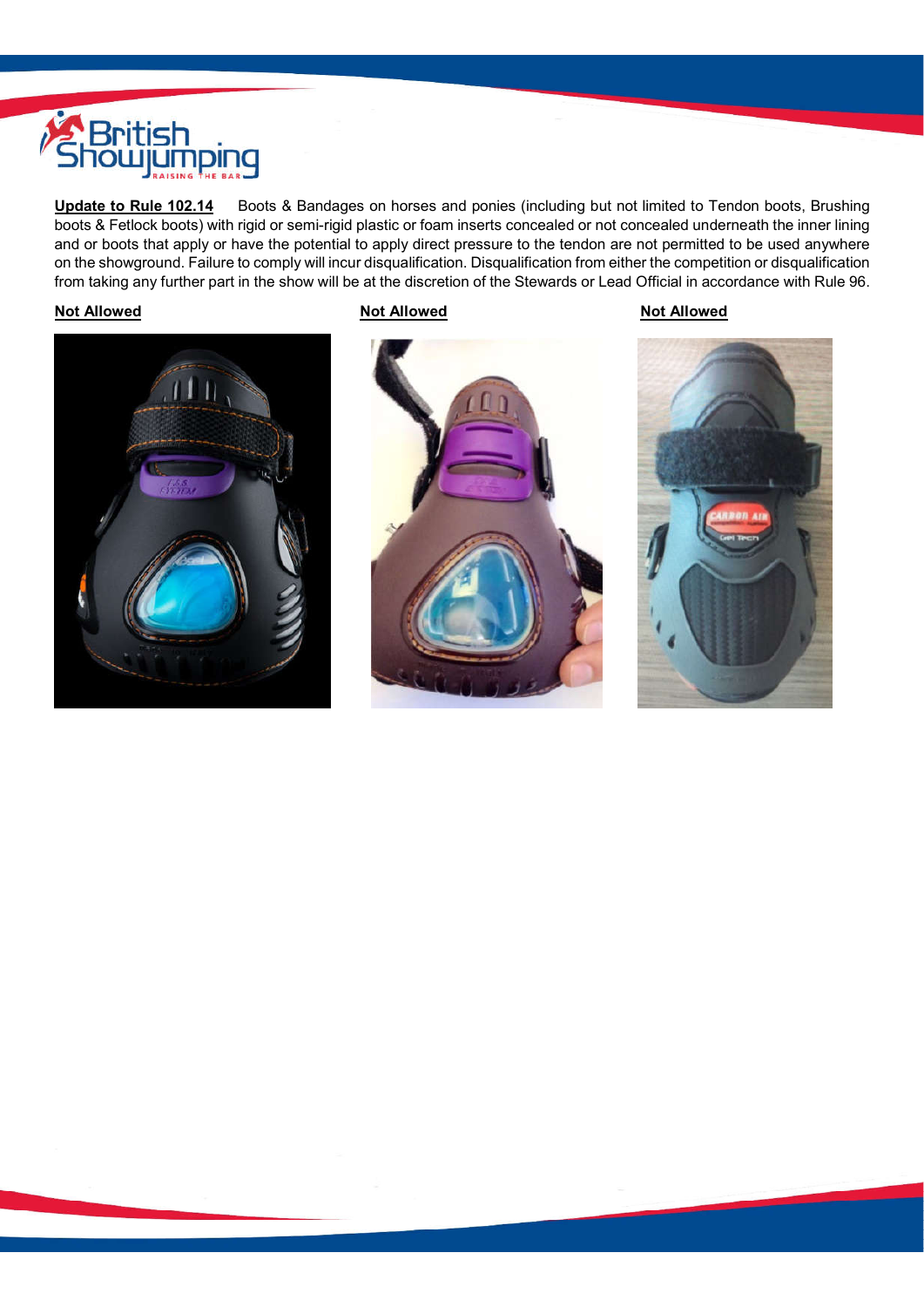**Update to Rule 102.14** Boots & Bandages on horses and ponies (including but not limited to Tendon boots, Brushing boots & Fetlock boots) with rigid or semi-rigid plastic or foam inserts concealed or not concealed underneath the inner lining and or boots that apply or have the potential to apply direct pressure to the tendon are not permitted to be used anywhere on the showground. Failure to comply will incur disqualification. Disqualification from either the competition or disqualification from taking any further part in the show will be at the discretion of the Stewards or Lead Official in accordance with Rule 96.

**Not Allowed**

**Not Allowed**

**Not Allowed**